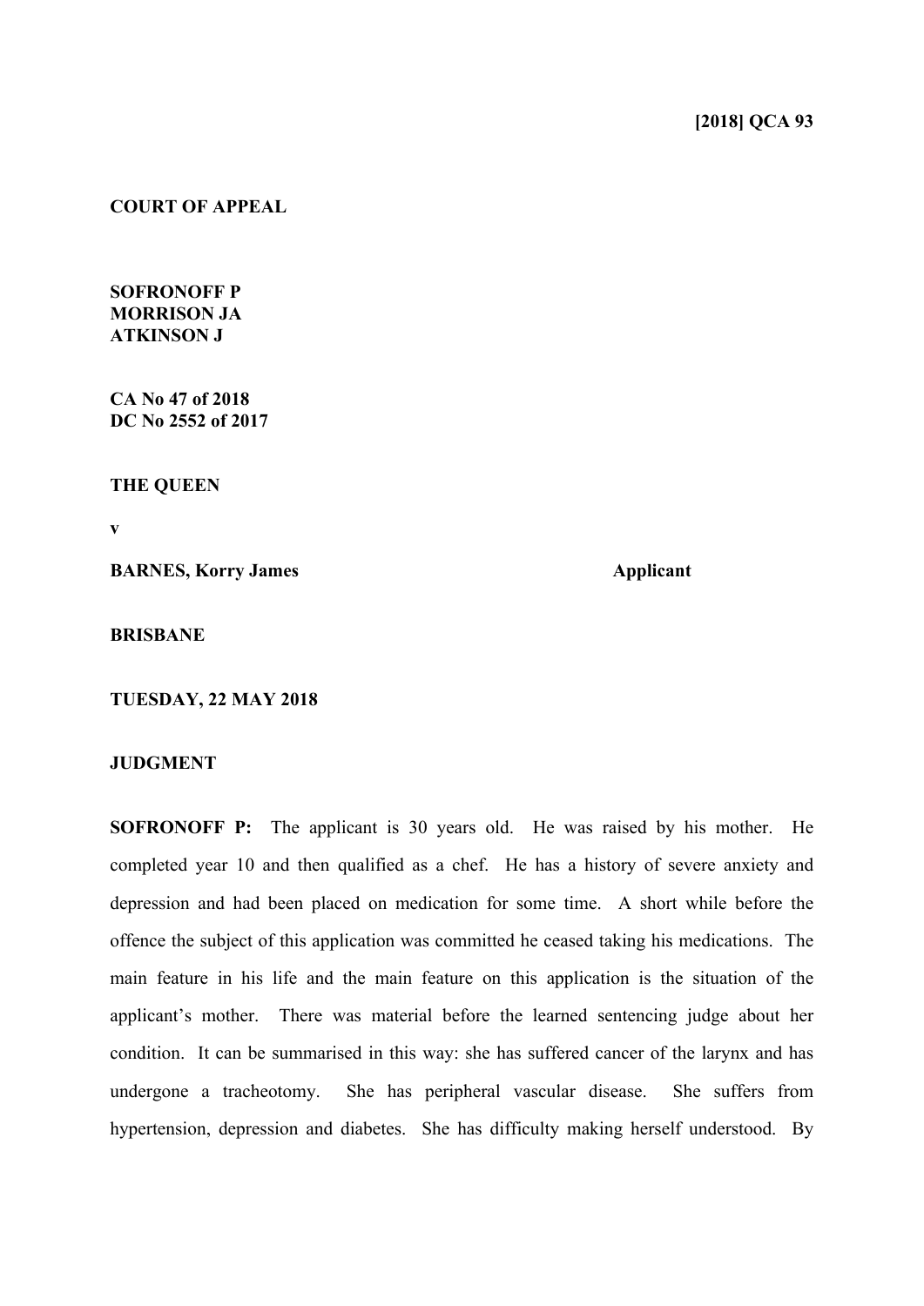**[2018] QCA 93**

**COURT OF APPEAL**

**SOFRONOFF P**
**MORRISON JA**
**ATKINSON J**

**CA No 47 of 2018**
**DC No 2552 of 2017**

**THE QUEEN**

**v**

**BARNES, Korry James** **Applicant**

**BRISBANE**

**TUESDAY, 22 MAY 2018**

**JUDGMENT**

**SOFRONOFF P:** The applicant is 30 years old. He was raised by his mother. He completed year 10 and then qualified as a chef. He has a history of severe anxiety and depression and had been placed on medication for some time. A short while before the offence the subject of this application was committed he ceased taking his medications. The main feature in his life and the main feature on this application is the situation of the applicant's mother. There was material before the learned sentencing judge about her condition. It can be summarised in this way: she has suffered cancer of the larynx and has undergone a tracheotomy. She has peripheral vascular disease. She suffers from hypertension, depression and diabetes. She has difficulty making herself understood. By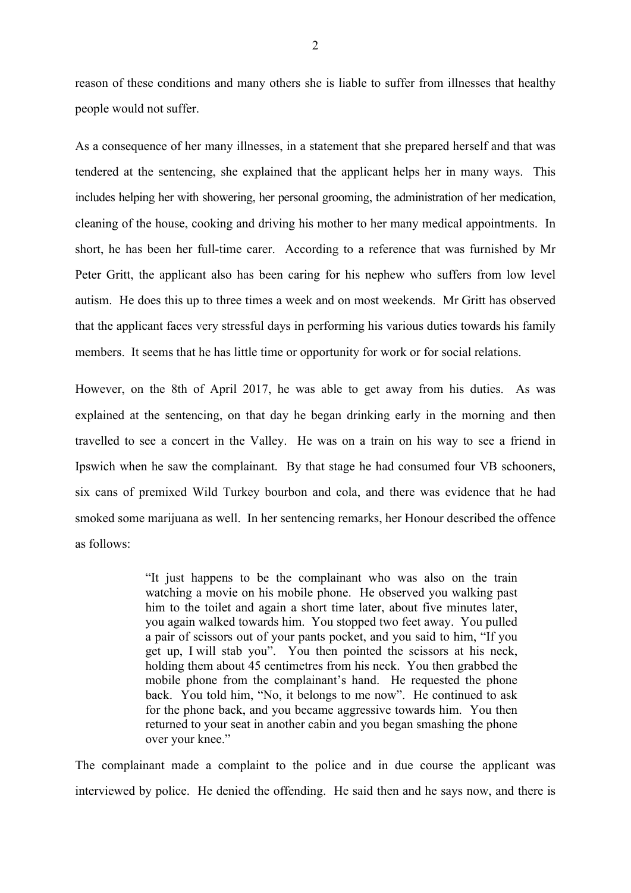reason of these conditions and many others she is liable to suffer from illnesses that healthy people would not suffer.

As a consequence of her many illnesses, in a statement that she prepared herself and that was tendered at the sentencing, she explained that the applicant helps her in many ways. This includes helping her with showering, her personal grooming, the administration of her medication, cleaning of the house, cooking and driving his mother to her many medical appointments. In short, he has been her full-time carer. According to a reference that was furnished by Mr Peter Gritt, the applicant also has been caring for his nephew who suffers from low level autism. He does this up to three times a week and on most weekends. Mr Gritt has observed that the applicant faces very stressful days in performing his various duties towards his family members. It seems that he has little time or opportunity for work or for social relations.

However, on the 8th of April 2017, he was able to get away from his duties. As was explained at the sentencing, on that day he began drinking early in the morning and then travelled to see a concert in the Valley. He was on a train on his way to see a friend in Ipswich when he saw the complainant. By that stage he had consumed four VB schooners, six cans of premixed Wild Turkey bourbon and cola, and there was evidence that he had smoked some marijuana as well. In her sentencing remarks, her Honour described the offence as follows:

> "It just happens to be the complainant who was also on the train watching a movie on his mobile phone. He observed you walking past him to the toilet and again a short time later, about five minutes later, you again walked towards him. You stopped two feet away. You pulled a pair of scissors out of your pants pocket, and you said to him, "If you get up, I will stab you". You then pointed the scissors at his neck, holding them about 45 centimetres from his neck. You then grabbed the mobile phone from the complainant's hand. He requested the phone back. You told him, "No, it belongs to me now". He continued to ask for the phone back, and you became aggressive towards him. You then returned to your seat in another cabin and you began smashing the phone over your knee."

The complainant made a complaint to the police and in due course the applicant was interviewed by police. He denied the offending. He said then and he says now, and there is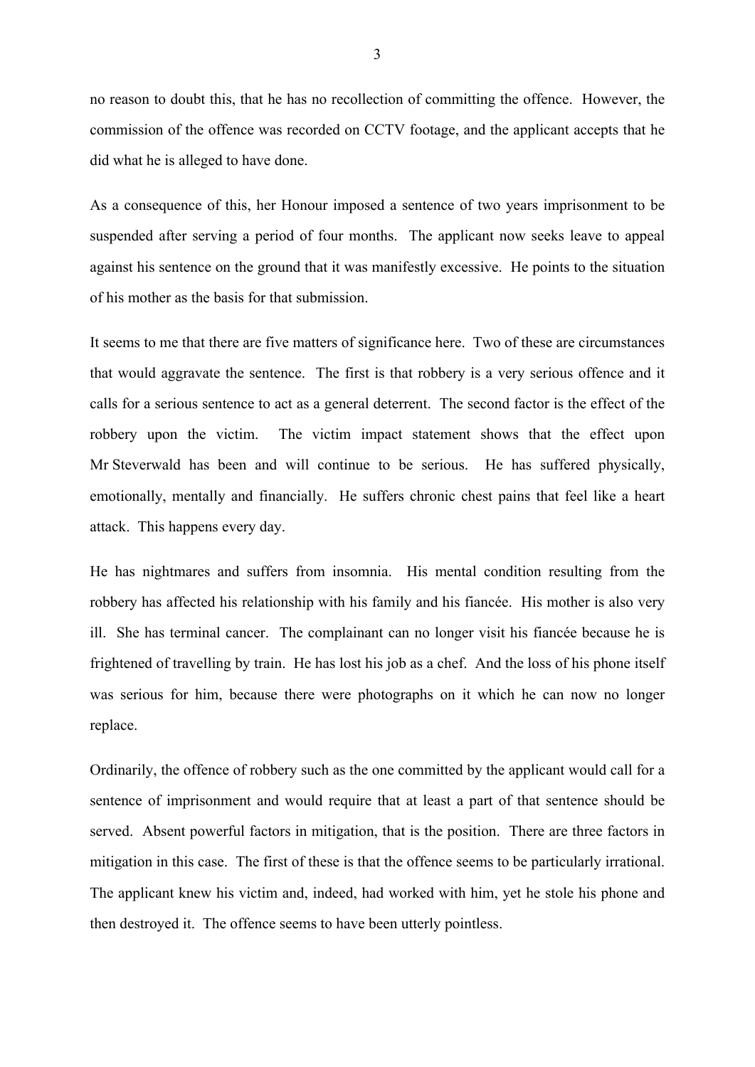no reason to doubt this, that he has no recollection of committing the offence. However, the commission of the offence was recorded on CCTV footage, and the applicant accepts that he did what he is alleged to have done.

As a consequence of this, her Honour imposed a sentence of two years imprisonment to be suspended after serving a period of four months. The applicant now seeks leave to appeal against his sentence on the ground that it was manifestly excessive. He points to the situation of his mother as the basis for that submission.

It seems to me that there are five matters of significance here. Two of these are circumstances that would aggravate the sentence. The first is that robbery is a very serious offence and it calls for a serious sentence to act as a general deterrent. The second factor is the effect of the robbery upon the victim. The victim impact statement shows that the effect upon Mr Steverwald has been and will continue to be serious. He has suffered physically, emotionally, mentally and financially. He suffers chronic chest pains that feel like a heart attack. This happens every day.

He has nightmares and suffers from insomnia. His mental condition resulting from the robbery has affected his relationship with his family and his fiancée. His mother is also very ill. She has terminal cancer. The complainant can no longer visit his fiancée because he is frightened of travelling by train. He has lost his job as a chef. And the loss of his phone itself was serious for him, because there were photographs on it which he can now no longer replace.

Ordinarily, the offence of robbery such as the one committed by the applicant would call for a sentence of imprisonment and would require that at least a part of that sentence should be served. Absent powerful factors in mitigation, that is the position. There are three factors in mitigation in this case. The first of these is that the offence seems to be particularly irrational. The applicant knew his victim and, indeed, had worked with him, yet he stole his phone and then destroyed it. The offence seems to have been utterly pointless.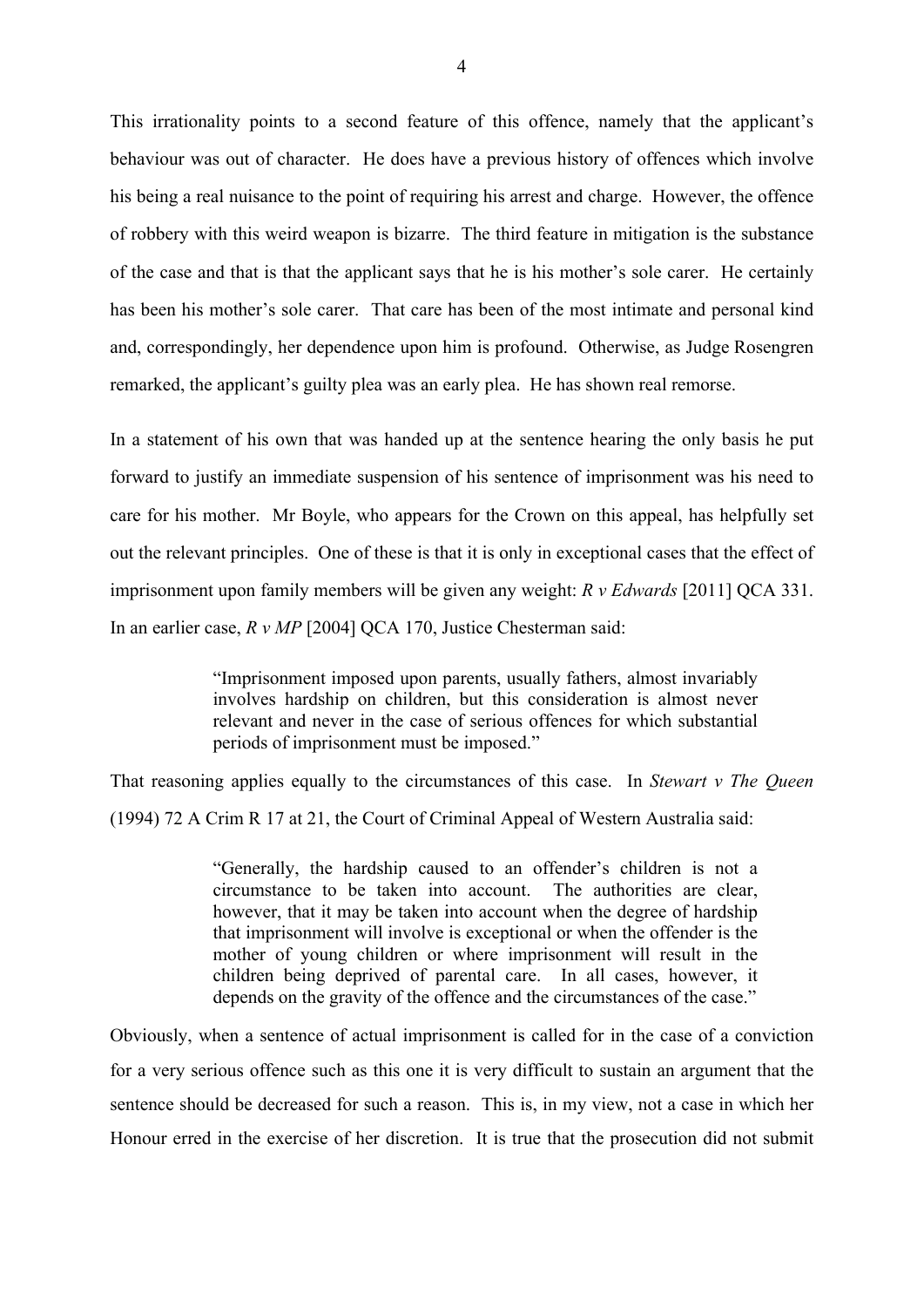This irrationality points to a second feature of this offence, namely that the applicant's behaviour was out of character. He does have a previous history of offences which involve his being a real nuisance to the point of requiring his arrest and charge. However, the offence of robbery with this weird weapon is bizarre. The third feature in mitigation is the substance of the case and that is that the applicant says that he is his mother's sole carer. He certainly has been his mother's sole carer. That care has been of the most intimate and personal kind and, correspondingly, her dependence upon him is profound. Otherwise, as Judge Rosengren remarked, the applicant's guilty plea was an early plea. He has shown real remorse.

In a statement of his own that was handed up at the sentence hearing the only basis he put forward to justify an immediate suspension of his sentence of imprisonment was his need to care for his mother. Mr Boyle, who appears for the Crown on this appeal, has helpfully set out the relevant principles. One of these is that it is only in exceptional cases that the effect of imprisonment upon family members will be given any weight: *R v Edwards* [2011] QCA 331. In an earlier case, *R v MP* [2004] QCA 170, Justice Chesterman said:

> "Imprisonment imposed upon parents, usually fathers, almost invariably involves hardship on children, but this consideration is almost never relevant and never in the case of serious offences for which substantial periods of imprisonment must be imposed."

That reasoning applies equally to the circumstances of this case. In *Stewart v The Queen* (1994) 72 A Crim R 17 at 21, the Court of Criminal Appeal of Western Australia said:

> "Generally, the hardship caused to an offender's children is not a circumstance to be taken into account. The authorities are clear, however, that it may be taken into account when the degree of hardship that imprisonment will involve is exceptional or when the offender is the mother of young children or where imprisonment will result in the children being deprived of parental care. In all cases, however, it depends on the gravity of the offence and the circumstances of the case."

Obviously, when a sentence of actual imprisonment is called for in the case of a conviction for a very serious offence such as this one it is very difficult to sustain an argument that the sentence should be decreased for such a reason. This is, in my view, not a case in which her Honour erred in the exercise of her discretion. It is true that the prosecution did not submit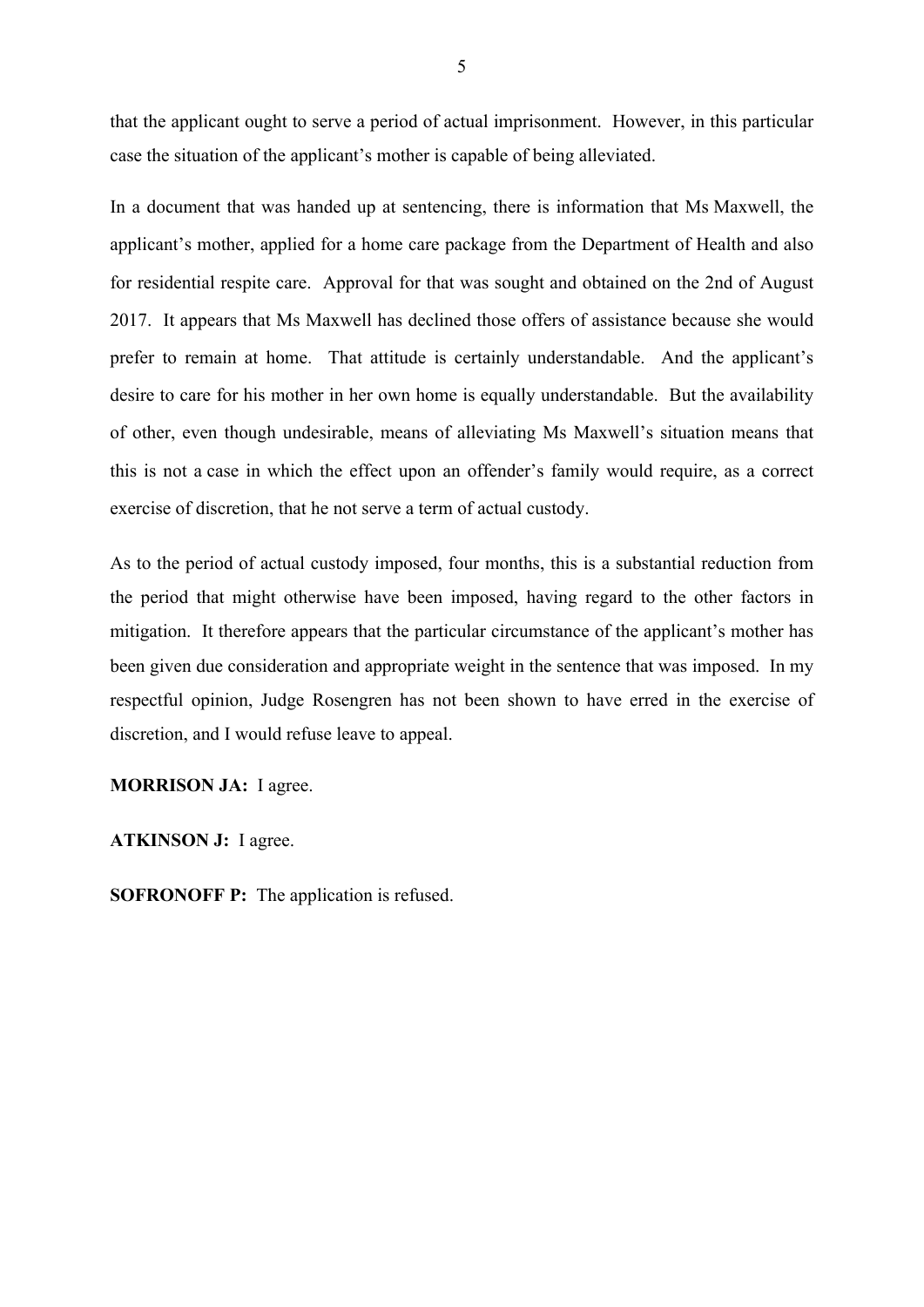that the applicant ought to serve a period of actual imprisonment. However, in this particular case the situation of the applicant's mother is capable of being alleviated.

In a document that was handed up at sentencing, there is information that Ms Maxwell, the applicant's mother, applied for a home care package from the Department of Health and also for residential respite care. Approval for that was sought and obtained on the 2nd of August 2017. It appears that Ms Maxwell has declined those offers of assistance because she would prefer to remain at home. That attitude is certainly understandable. And the applicant's desire to care for his mother in her own home is equally understandable. But the availability of other, even though undesirable, means of alleviating Ms Maxwell's situation means that this is not a case in which the effect upon an offender's family would require, as a correct exercise of discretion, that he not serve a term of actual custody.

As to the period of actual custody imposed, four months, this is a substantial reduction from the period that might otherwise have been imposed, having regard to the other factors in mitigation. It therefore appears that the particular circumstance of the applicant's mother has been given due consideration and appropriate weight in the sentence that was imposed. In my respectful opinion, Judge Rosengren has not been shown to have erred in the exercise of discretion, and I would refuse leave to appeal.

**MORRISON JA:** I agree.

**ATKINSON J:** I agree.

**SOFRONOFF P:** The application is refused.